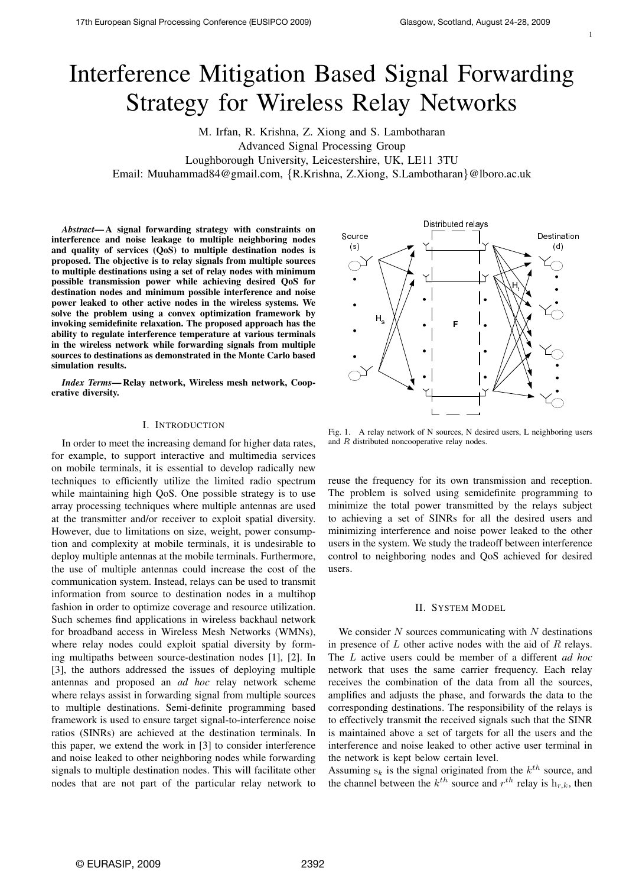# Interference Mitigation Based Signal Forwarding Strategy for Wireless Relay Networks

M. Irfan, R. Krishna, Z. Xiong and S. Lambotharan
Advanced Signal Processing Group
Loughborough University, Leicestershire, UK, LE11 3TU
Email: Muuhammad84@gmail.com, {R.Krishna, Z.Xiong, S.Lambotharan}@lboro.ac.uk

***Abstract*— A signal forwarding strategy with constraints on interference and noise leakage to multiple neighboring nodes and quality of services (QoS) to multiple destination nodes is proposed. The objective is to relay signals from multiple sources to multiple destinations using a set of relay nodes with minimum possible transmission power while achieving desired QoS for destination nodes and minimum possible interference and noise power leaked to other active nodes in the wireless systems. We solve the problem using a convex optimization framework by invoking semidefinite relaxation. The proposed approach has the ability to regulate interference temperature at various terminals in the wireless network while forwarding signals from multiple sources to destinations as demonstrated in the Monte Carlo based simulation results.**

***Index Terms*— Relay network, Wireless mesh network, Cooperative diversity.**

## I. Introduction

In order to meet the increasing demand for higher data rates, for example, to support interactive and multimedia services on mobile terminals, it is essential to develop radically new techniques to efficiently utilize the limited radio spectrum while maintaining high QoS. One possible strategy is to use array processing techniques where multiple antennas are used at the transmitter and/or receiver to exploit spatial diversity. However, due to limitations on size, weight, power consumption and complexity at mobile terminals, it is undesirable to deploy multiple antennas at the mobile terminals. Furthermore, the use of multiple antennas could increase the cost of the communication system. Instead, relays can be used to transmit information from source to destination nodes in a multihop fashion in order to optimize coverage and resource utilization. Such schemes find applications in wireless backhaul network for broadband access in Wireless Mesh Networks (WMNs), where relay nodes could exploit spatial diversity by forming multipaths between source-destination nodes [1], [2]. In [3], the authors addressed the issues of deploying multiple antennas and proposed an *ad hoc* relay network scheme where relays assist in forwarding signal from multiple sources to multiple destinations. Semi-definite programming based framework is used to ensure target signal-to-interference noise ratios (SINRs) are achieved at the destination terminals. In this paper, we extend the work in [3] to consider interference and noise leaked to other neighboring nodes while forwarding signals to multiple destination nodes. This will facilitate other nodes that are not part of the particular relay network to reuse the frequency for its own transmission and reception. The problem is solved using semidefinite programming to minimize the total power transmitted by the relays subject to achieving a set of SINRs for all the desired users and minimizing interference and noise power leaked to the other users in the system. We study the tradeoff between interference control to neighboring nodes and QoS achieved for desired users.

Fig. 1. A relay network of N sources, N desired users, L neighboring users and $R$ distributed noncooperative relay nodes.

## II. System Model

We consider $N$ sources communicating with $N$ destinations in presence of $L$ other active nodes with the aid of $R$ relays. The $L$ active users could be member of a different *ad hoc* network that uses the same carrier frequency. Each relay receives the combination of the data from all the sources, amplifies and adjusts the phase, and forwards the data to the corresponding destinations. The responsibility of the relays is to effectively transmit the received signals such that the SINR is maintained above a set of targets for all the users and the interference and noise leaked to other active user terminal in the network is kept below certain level.

Assuming $\mathrm{s}_k$ is the signal originated from the $k^{th}$ source, and the channel between the $k^{th}$ source and $r^{th}$ relay is $\mathrm{h}_{r,k}$, then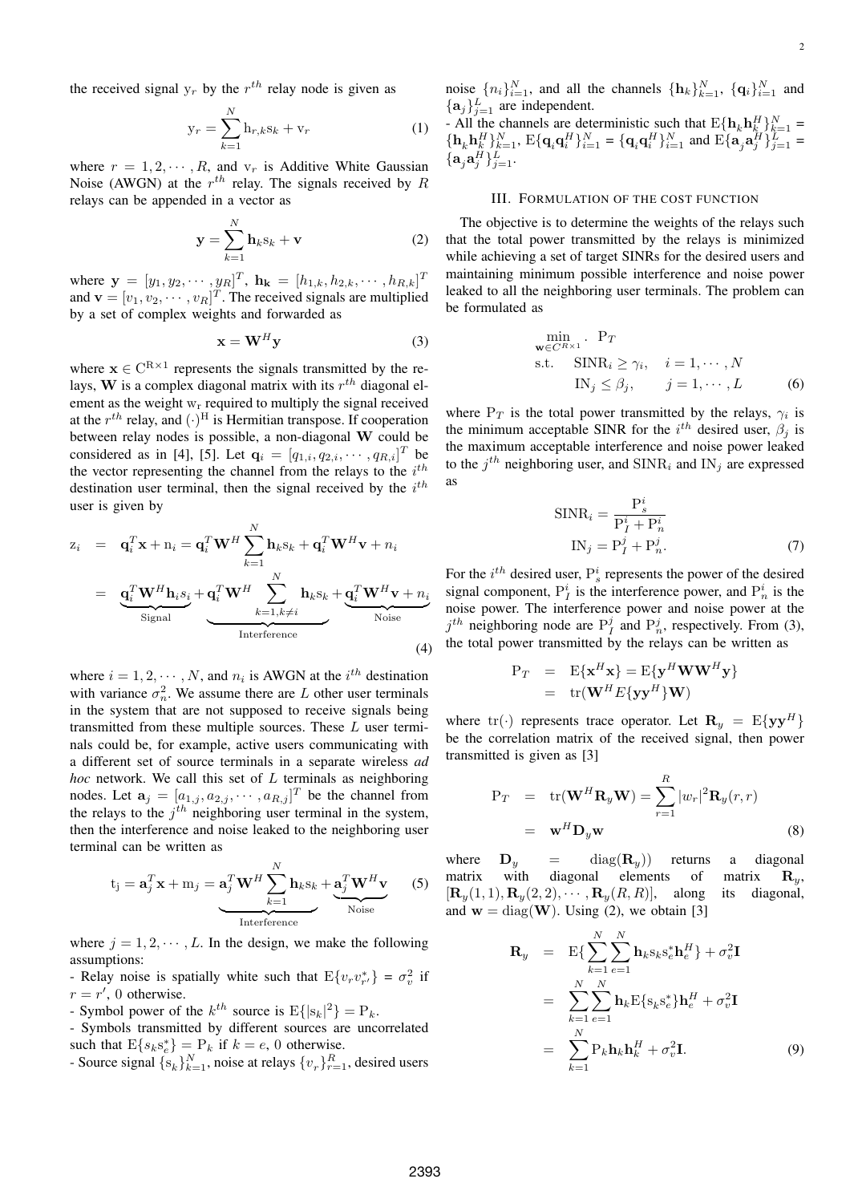the received signal $\mathrm{y}_r$ by the $r^{th}$ relay node is given as

$$\mathrm{y}_r = \sum_{k=1}^{N} \mathrm{h}_{r,k}\mathrm{s}_k + \mathrm{v}_r \tag{1}$$

where $r = 1, 2, \cdots, R$, and $\mathrm{v}_r$ is Additive White Gaussian Noise (AWGN) at the $r^{th}$ relay. The signals received by $R$ relays can be appended in a vector as

$$\mathbf{y} = \sum_{k=1}^{N} \mathbf{h}_k \mathrm{s}_k + \mathbf{v} \tag{2}$$

where $\mathbf{y} = [y_1, y_2, \cdots, y_R]^T$, $\mathbf{h_k} = [h_{1,k}, h_{2,k}, \cdots, h_{R,k}]^T$ and $\mathbf{v} = [v_1, v_2, \cdots, v_R]^T$. The received signals are multiplied by a set of complex weights and forwarded as

$$\mathbf{x} = \mathbf{W}^H \mathbf{y} \tag{3}$$

where $\mathbf{x} \in \mathrm{C}^{\mathrm{R}\times 1}$ represents the signals transmitted by the relays, $\mathbf{W}$ is a complex diagonal matrix with its $r^{th}$ diagonal element as the weight $\mathrm{w_r}$ required to multiply the signal received at the $r^{th}$ relay, and $(\cdot)^{\mathrm{H}}$ is Hermitian transpose. If cooperation between relay nodes is possible, a non-diagonal $\mathbf{W}$ could be considered as in [4], [5]. Let $\mathbf{q}_i = [q_{1,i}, q_{2,i}, \cdots, q_{R,i}]^T$ be the vector representing the channel from the relays to the $i^{th}$ destination user terminal, then the signal received by the $i^{th}$ user is given by

$$\begin{aligned} \mathrm{z}_i &= \mathbf{q}_i^T \mathbf{x} + \mathrm{n}_i = \mathbf{q}_i^T \mathbf{W}^H \sum_{k=1}^{N} \mathbf{h}_k \mathrm{s}_k + \mathbf{q}_i^T \mathbf{W}^H \mathbf{v} + n_i \\ &= \underbrace{\mathbf{q}_i^T \mathbf{W}^H \mathbf{h}_i s_i}_{\text{Signal}} + \underbrace{\mathbf{q}_i^T \mathbf{W}^H \sum_{k=1, k\neq i}^{N} \mathbf{h}_k \mathrm{s}_k}_{\text{Interference}} + \underbrace{\mathbf{q}_i^T \mathbf{W}^H \mathbf{v} + n_i}_{\text{Noise}} \end{aligned} \tag{4}$$

where $i = 1, 2, \cdots, N$, and $n_i$ is AWGN at the $i^{th}$ destination with variance $\sigma_n^2$. We assume there are $L$ other user terminals in the system that are not supposed to receive signals being transmitted from these multiple sources. These $L$ user terminals could be, for example, active users communicating with a different set of source terminals in a separate wireless *ad hoc* network. We call this set of $L$ terminals as neighboring nodes. Let $\mathbf{a}_j = [a_{1,j}, a_{2,j}, \cdots, a_{R,j}]^T$ be the channel from the relays to the $j^{th}$ neighboring user terminal in the system, then the interference and noise leaked to the neighboring user terminal can be written as

$$\mathrm{t_j} = \mathbf{a}_j^T \mathbf{x} + \mathrm{m}_j = \underbrace{\mathbf{a}_j^T \mathbf{W}^H \sum_{k=1}^{N} \mathbf{h}_k \mathrm{s}_k}_{\text{Interference}} + \underbrace{\mathbf{a}_j^T \mathbf{W}^H \mathbf{v}}_{\text{Noise}} \tag{5}$$

where $j = 1, 2, \cdots, L$. In the design, we make the following assumptions:

- Relay noise is spatially white such that $\mathrm{E}\{v_r v_{r'}^*\} = \sigma_v^2$ if $r = r'$, 0 otherwise.
- Symbol power of the $k^{th}$ source is $\mathrm{E}\{|\mathrm{s}_k|^2\} = \mathrm{P}_k$.
- Symbols transmitted by different sources are uncorrelated such that $\mathrm{E}\{s_k \mathrm{s}_e^*\} = \mathrm{P}_k$ if $k = e$, 0 otherwise.
- Source signal $\{\mathrm{s}_k\}_{k=1}^N$, noise at relays $\{v_r\}_{r=1}^R$, desired users noise $\{n_i\}_{i=1}^N$, and all the channels $\{\mathbf{h}_k\}_{k=1}^N$, $\{\mathbf{q}_i\}_{i=1}^N$ and $\{\mathbf{a}_j\}_{j=1}^L$ are independent.
- All the channels are deterministic such that $\mathrm{E}\{\mathbf{h}_k \mathbf{h}_k^H\}_{k=1}^N = \{\mathbf{h}_k \mathbf{h}_k^H\}_{k=1}^N$, $\mathrm{E}\{\mathbf{q}_i \mathbf{q}_i^H\}_{i=1}^N = \{\mathbf{q}_i \mathbf{q}_i^H\}_{i=1}^N$ and $\mathrm{E}\{\mathbf{a}_j \mathbf{a}_j^H\}_{j=1}^L = \{\mathbf{a}_j \mathbf{a}_j^H\}_{j=1}^L$.

## III. Formulation of the Cost Function

The objective is to determine the weights of the relays such that the total power transmitted by the relays is minimized while achieving a set of target SINRs for the desired users and maintaining minimum possible interference and noise power leaked to all the neighboring user terminals. The problem can be formulated as

$$\begin{aligned} \min_{\mathbf{w} \in C^{R\times 1}} . \quad & \mathrm{P}_T \\ \text{s.t.} \quad & \mathrm{SINR}_i \geq \gamma_i, \quad i = 1, \cdots, N \\ & \mathrm{IN}_j \leq \beta_j, \qquad j = 1, \cdots, L \end{aligned} \tag{6}$$

where $\mathrm{P}_T$ is the total power transmitted by the relays, $\gamma_i$ is the minimum acceptable SINR for the $i^{th}$ desired user, $\beta_j$ is the maximum acceptable interference and noise power leaked to the $j^{th}$ neighboring user, and $\mathrm{SINR}_i$ and $\mathrm{IN}_j$ are expressed as

$$\begin{aligned} \mathrm{SINR}_i &= \frac{\mathrm{P}_s^i}{\mathrm{P}_I^i + \mathrm{P}_n^i} \\ \mathrm{IN}_j &= \mathrm{P}_I^j + \mathrm{P}_n^j. \end{aligned} \tag{7}$$

For the $i^{th}$ desired user, $\mathrm{P}_s^i$ represents the power of the desired signal component, $\mathrm{P}_I^i$ is the interference power, and $\mathrm{P}_n^i$ is the noise power. The interference power and noise power at the $j^{th}$ neighboring node are $\mathrm{P}_I^j$ and $\mathrm{P}_n^j$, respectively. From (3), the total power transmitted by the relays can be written as

$$\begin{aligned} \mathrm{P}_T &= \mathrm{E}\{\mathbf{x}^H \mathbf{x}\} = \mathrm{E}\{\mathbf{y}^H \mathbf{W} \mathbf{W}^H \mathbf{y}\} \\ &= \mathrm{tr}(\mathbf{W}^H E\{\mathbf{y}\mathbf{y}^H\} \mathbf{W}) \end{aligned}$$

where $\mathrm{tr}(\cdot)$ represents trace operator. Let $\mathbf{R}_y = \mathrm{E}\{\mathbf{y}\mathbf{y}^H\}$ be the correlation matrix of the received signal, then power transmitted is given as [3]

$$\begin{aligned} \mathrm{P}_T &= \mathrm{tr}(\mathbf{W}^H \mathbf{R}_y \mathbf{W}) = \sum_{r=1}^{R} |w_r|^2 \mathbf{R}_y(r, r) \\ &= \mathbf{w}^H \mathbf{D}_y \mathbf{w} \end{aligned} \tag{8}$$

where $\mathbf{D}_y = \mathrm{diag}(\mathbf{R}_y))$ returns a diagonal matrix with diagonal elements of matrix $\mathbf{R}_y$, $[\mathbf{R}_y(1,1), \mathbf{R}_y(2,2), \cdots, \mathbf{R}_y(R,R)]$, along its diagonal, and $\mathbf{w} = \mathrm{diag}(\mathbf{W})$. Using (2), we obtain [3]

$$\begin{aligned} \mathbf{R}_y &= \mathrm{E}\{\sum_{k=1}^{N}\sum_{e=1}^{N} \mathbf{h}_k \mathrm{s}_k \mathrm{s}_e^* \mathbf{h}_e^H\} + \sigma_v^2 \mathbf{I} \\ &= \sum_{k=1}^{N}\sum_{e=1}^{N} \mathbf{h}_k \mathrm{E}\{\mathrm{s}_k \mathrm{s}_e^*\} \mathbf{h}_e^H + \sigma_v^2 \mathbf{I} \\ &= \sum_{k=1}^{N} \mathrm{P}_k \mathbf{h}_k \mathbf{h}_k^H + \sigma_v^2 \mathbf{I}. \end{aligned} \tag{9}$$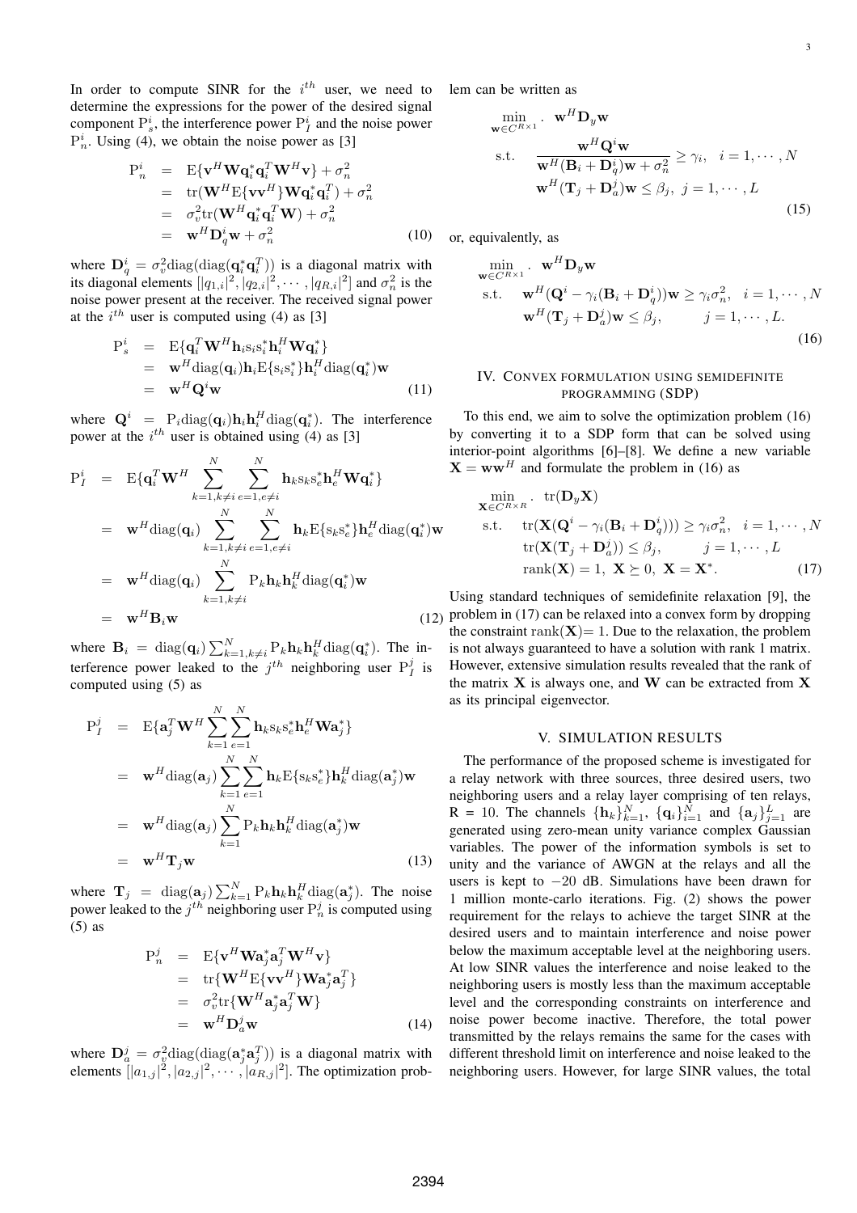In order to compute SINR for the $i^{th}$ user, we need to determine the expressions for the power of the desired signal component $\mathrm{P}_s^i$, the interference power $\mathrm{P}_I^i$ and the noise power $\mathrm{P}_n^i$. Using (4), we obtain the noise power as [3]

$$\begin{aligned}
\mathrm{P}_n^i &= \mathrm{E}\{\mathbf{v}^H\mathbf{W}\mathbf{q}_i^*\mathbf{q}_i^T\mathbf{W}^H\mathbf{v}\} + \sigma_n^2 \\
&= \mathrm{tr}(\mathbf{W}^H\mathrm{E}\{\mathbf{v}\mathbf{v}^H\}\mathbf{W}\mathbf{q}_i^*\mathbf{q}_i^T) + \sigma_n^2 \\
&= \sigma_v^2\mathrm{tr}(\mathbf{W}^H\mathbf{q}_i^*\mathbf{q}_i^T\mathbf{W}) + \sigma_n^2 \\
&= \mathbf{w}^H\mathbf{D}_q^i\mathbf{w} + \sigma_n^2
\end{aligned} \tag{10}$$

where $\mathbf{D}_q^i = \sigma_v^2\mathrm{diag}(\mathrm{diag}(\mathbf{q}_i^*\mathbf{q}_i^T))$ is a diagonal matrix with its diagonal elements $[|q_{1,i}|^2, |q_{2,i}|^2, \cdots, |q_{R,i}|^2]$ and $\sigma_n^2$ is the noise power present at the receiver. The received signal power at the $i^{th}$ user is computed using (4) as [3]

$$\begin{aligned}
\mathrm{P}_s^i &= \mathrm{E}\{\mathbf{q}_i^T\mathbf{W}^H\mathbf{h}_i\mathrm{s}_i\mathrm{s}_i^*\mathbf{h}_i^H\mathbf{W}\mathbf{q}_i^*\} \\
&= \mathbf{w}^H\mathrm{diag}(\mathbf{q}_i)\mathbf{h}_i\mathrm{E}\{\mathrm{s}_i\mathrm{s}_i^*\}\mathbf{h}_i^H\mathrm{diag}(\mathbf{q}_i^*)\mathbf{w} \\
&= \mathbf{w}^H\mathbf{Q}^i\mathbf{w}
\end{aligned} \tag{11}$$

where $\mathbf{Q}^i = \mathrm{P}_i\mathrm{diag}(\mathbf{q}_i)\mathbf{h}_i\mathbf{h}_i^H\mathrm{diag}(\mathbf{q}_i^*)$. The interference power at the $i^{th}$ user is obtained using (4) as [3]

$$\begin{aligned}
\mathrm{P}_I^i &= \mathrm{E}\{\mathbf{q}_i^T\mathbf{W}^H\sum_{k=1,k\neq i}^{N}\sum_{e=1,e\neq i}^{N}\mathbf{h}_k\mathrm{s}_k\mathrm{s}_e^*\mathbf{h}_e^H\mathbf{W}\mathbf{q}_i^*\} \\
&= \mathbf{w}^H\mathrm{diag}(\mathbf{q}_i)\sum_{k=1,k\neq i}^{N}\sum_{e=1,e\neq i}^{N}\mathbf{h}_k\mathrm{E}\{\mathrm{s}_k\mathrm{s}_e^*\}\mathbf{h}_e^H\mathrm{diag}(\mathbf{q}_i^*)\mathbf{w} \\
&= \mathbf{w}^H\mathrm{diag}(\mathbf{q}_i)\sum_{k=1,k\neq i}^{N}\mathrm{P}_k\mathbf{h}_k\mathbf{h}_k^H\mathrm{diag}(\mathbf{q}_i^*)\mathbf{w} \\
&= \mathbf{w}^H\mathbf{B}_i\mathbf{w}
\end{aligned} \tag{12}$$

where $\mathbf{B}_i = \mathrm{diag}(\mathbf{q}_i)\sum_{k=1,k\neq i}^{N}\mathrm{P}_k\mathbf{h}_k\mathbf{h}_k^H\mathrm{diag}(\mathbf{q}_i^*)$. The interference power leaked to the $j^{th}$ neighboring user $\mathrm{P}_I^j$ is computed using (5) as

$$\begin{aligned}
\mathrm{P}_I^j &= \mathrm{E}\{\mathbf{a}_j^T\mathbf{W}^H\sum_{k=1}^{N}\sum_{e=1}^{N}\mathbf{h}_k\mathrm{s}_k\mathrm{s}_e^*\mathbf{h}_e^H\mathbf{W}\mathbf{a}_j^*\} \\
&= \mathbf{w}^H\mathrm{diag}(\mathbf{a}_j)\sum_{k=1}^{N}\sum_{e=1}^{N}\mathbf{h}_k\mathrm{E}\{\mathrm{s}_k\mathrm{s}_e^*\}\mathbf{h}_k^H\mathrm{diag}(\mathbf{a}_j^*)\mathbf{w} \\
&= \mathbf{w}^H\mathrm{diag}(\mathbf{a}_j)\sum_{k=1}^{N}\mathrm{P}_k\mathbf{h}_k\mathbf{h}_k^H\mathrm{diag}(\mathbf{a}_j^*)\mathbf{w} \\
&= \mathbf{w}^H\mathbf{T}_j\mathbf{w}
\end{aligned} \tag{13}$$

where $\mathbf{T}_j = \mathrm{diag}(\mathbf{a}_j)\sum_{k=1}^{N}\mathrm{P}_k\mathbf{h}_k\mathbf{h}_k^H\mathrm{diag}(\mathbf{a}_j^*)$. The noise power leaked to the $j^{th}$ neighboring user $\mathrm{P}_n^j$ is computed using (5) as

$$\begin{aligned}
\mathrm{P}_n^j &= \mathrm{E}\{\mathbf{v}^H\mathbf{W}\mathbf{a}_j^*\mathbf{a}_j^T\mathbf{W}^H\mathbf{v}\} \\
&= \mathrm{tr}\{\mathbf{W}^H\mathrm{E}\{\mathbf{v}\mathbf{v}^H\}\mathbf{W}\mathbf{a}_j^*\mathbf{a}_j^T\} \\
&= \sigma_v^2\mathrm{tr}\{\mathbf{W}^H\mathbf{a}_j^*\mathbf{a}_j^T\mathbf{W}\} \\
&= \mathbf{w}^H\mathbf{D}_a^j\mathbf{w}
\end{aligned} \tag{14}$$

where $\mathbf{D}_a^j = \sigma_v^2\mathrm{diag}(\mathrm{diag}(\mathbf{a}_j^*\mathbf{a}_j^T))$ is a diagonal matrix with elements $[|a_{1,j}|^2, |a_{2,j}|^2, \cdots, |a_{R,j}|^2]$. The optimization problem can be written as

$$\begin{aligned}
\min_{\mathbf{w}\in C^{R\times 1}} .\quad & \mathbf{w}^H\mathbf{D}_y\mathbf{w} \\
\text{s.t.}\quad & \frac{\mathbf{w}^H\mathbf{Q}^i\mathbf{w}}{\mathbf{w}^H(\mathbf{B}_i + \mathbf{D}_q^i)\mathbf{w} + \sigma_n^2} \geq \gamma_i, \quad i = 1, \cdots, N \\
& \mathbf{w}^H(\mathbf{T}_j + \mathbf{D}_a^j)\mathbf{w} \leq \beta_j, \quad j = 1, \cdots, L
\end{aligned} \tag{15}$$

or, equivalently, as

$$\begin{aligned}
\min_{\mathbf{w}\in C^{R\times 1}} .\quad & \mathbf{w}^H\mathbf{D}_y\mathbf{w} \\
\text{s.t.}\quad & \mathbf{w}^H(\mathbf{Q}^i - \gamma_i(\mathbf{B}_i + \mathbf{D}_q^i))\mathbf{w} \geq \gamma_i\sigma_n^2, \quad i = 1, \cdots, N \\
& \mathbf{w}^H(\mathbf{T}_j + \mathbf{D}_a^j)\mathbf{w} \leq \beta_j, \qquad j = 1, \cdots, L.
\end{aligned} \tag{16}$$

## IV. Convex formulation using semidefinite programming (SDP)

To this end, we aim to solve the optimization problem (16) by converting it to a SDP form that can be solved using interior-point algorithms [6]–[8]. We define a new variable $\mathbf{X} = \mathbf{w}\mathbf{w}^H$ and formulate the problem in (16) as

$$\begin{aligned}
\min_{\mathbf{X}\in C^{R\times R}} .\quad & \mathrm{tr}(\mathbf{D}_y\mathbf{X}) \\
\text{s.t.}\quad & \mathrm{tr}(\mathbf{X}(\mathbf{Q}^i - \gamma_i(\mathbf{B}_i + \mathbf{D}_q^i))) \geq \gamma_i\sigma_n^2, \quad i = 1, \cdots, N \\
& \mathrm{tr}(\mathbf{X}(\mathbf{T}_j + \mathbf{D}_a^j)) \leq \beta_j, \qquad j = 1, \cdots, L \\
& \mathrm{rank}(\mathbf{X}) = 1,\ \mathbf{X} \succeq 0,\ \mathbf{X} = \mathbf{X}^*.
\end{aligned} \tag{17}$$

Using standard techniques of semidefinite relaxation [9], the problem in (17) can be relaxed into a convex form by dropping the constraint $\mathrm{rank}(\mathbf{X}) = 1$. Due to the relaxation, the problem is not always guaranteed to have a solution with rank 1 matrix. However, extensive simulation results revealed that the rank of the matrix $\mathbf{X}$ is always one, and $\mathbf{W}$ can be extracted from $\mathbf{X}$ as its principal eigenvector.

## V. Simulation Results

The performance of the proposed scheme is investigated for a relay network with three sources, three desired users, two neighboring users and a relay layer comprising of ten relays, R = 10. The channels $\{\mathbf{h}_k\}_{k=1}^N$, $\{\mathbf{q}_i\}_{i=1}^N$ and $\{\mathbf{a}_j\}_{j=1}^L$ are generated using zero-mean unity variance complex Gaussian variables. The power of the information symbols is set to unity and the variance of AWGN at the relays and all the users is kept to $-20$ dB. Simulations have been drawn for 1 million monte-carlo iterations. Fig. (2) shows the power requirement for the relays to achieve the target SINR at the desired users and to maintain interference and noise power below the maximum acceptable level at the neighboring users. At low SINR values the interference and noise leaked to the neighboring users is mostly less than the maximum acceptable level and the corresponding constraints on interference and noise power become inactive. Therefore, the total power transmitted by the relays remains the same for the cases with different threshold limit on interference and noise leaked to the neighboring users. However, for large SINR values, the total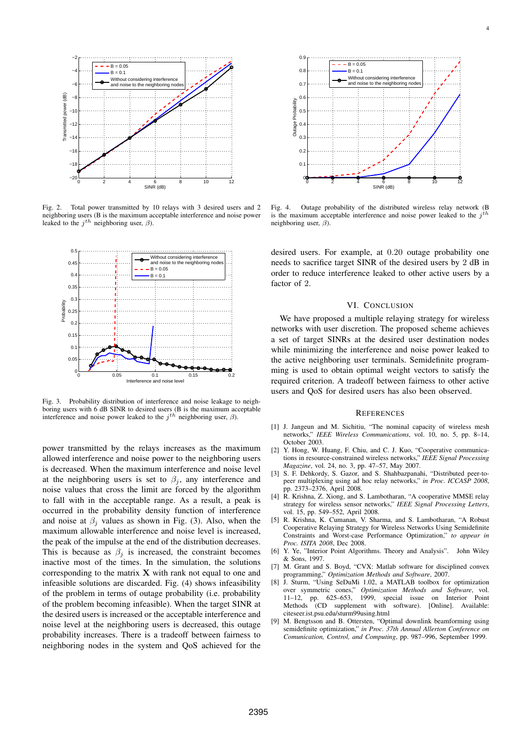−2
−4
−6
−8
−10
−12
−14
−16
−18
−20
Transmitted power (dB)
0 2 4 6 8 10 12
SINR (dB)
B = 0.05
B = 0.1
Without considering interference and noise to the neighboring nodes

Fig. 2. Total power transmitted by 10 relays with 3 desired users and 2 neighboring users (B is the maximum acceptable interference and noise power leaked to the $j^{th}$ neighboring user, $\beta$).

0.9
0.8
0.7
0.6
0.5
0.4
0.3
0.2
0.1
0
Outage Probability
0 2 4 6 8 10 12
SINR (dB)
B = 0.05
B = 0.1
Without considering interference and noise to the neighboring nodes

Fig. 4. Outage probability of the distributed wireless relay network (B is the maximum acceptable interference and noise power leaked to the $j^{th}$ neighboring user, $\beta$).

0.5
0.45
0.4
0.35
0.3
0.25
0.2
0.15
0.1
0.05
0
Probability
0 0.05 0.1 0.15 0.2
Interference and noise level
Without considering interference and noise to the neighboring nodes
B = 0.05
B = 0.1

Fig. 3. Probability distribution of interference and noise leakage to neighboring users with 6 dB SINR to desired users (B is the maximum acceptable interference and noise power leaked to the $j^{th}$ neighboring user, $\beta$).

power transmitted by the relays increases as the maximum allowed interference and noise power to the neighboring users is decreased. When the maximum interference and noise level at the neighboring users is set to $\beta_j$, any interference and noise values that cross the limit are forced by the algorithm to fall with in the acceptable range. As a result, a peak is occurred in the probability density function of interference and noise at $\beta_j$ values as shown in Fig. (3). Also, when the maximum allowable interference and noise level is increased, the peak of the impulse at the end of the distribution decreases. This is because as $\beta_j$ is increased, the constraint becomes inactive most of the times. In the simulation, the solutions corresponding to the matrix $\mathbf{X}$ with rank not equal to one and infeasible solutions are discarded. Fig. (4) shows infeasibility of the problem in terms of outage probability (i.e. probability of the problem becoming infeasible). When the target SINR at the desired users is increased or the acceptable interference and noise level at the neighboring users is decreased, this outage probability increases. There is a tradeoff between fairness to neighboring nodes in the system and QoS achieved for the desired users. For example, at 0.20 outage probability one needs to sacrifice target SINR of the desired users by 2 dB in order to reduce interference leaked to other active users by a factor of 2.

## VI. Conclusion

We have proposed a multiple relaying strategy for wireless networks with user discretion. The proposed scheme achieves a set of target SINRs at the desired user destination nodes while minimizing the interference and noise power leaked to the active neighboring user terminals. Semidefinite programming is used to obtain optimal weight vectors to satisfy the required criterion. A tradeoff between fairness to other active users and QoS for desired users has also been observed.

## References

[1] J. Jangeun and M. Sichitiu, "The nominal capacity of wireless mesh networks," *IEEE Wireless Communications*, vol. 10, no. 5, pp. 8–14, October 2003.

[2] Y. Hong, W. Huang, F. Chiu, and C. J. Kuo, "Cooperative communications in resource-constrained wireless networks," *IEEE Signal Processing Magazine*, vol. 24, no. 3, pp. 47–57, May 2007.

[3] S. F. Dehkordy, S. Gazor, and S. Shahbazpanahi, "Distributed peer-to-peer multiplexing using ad hoc relay networks," *in Proc. ICCASP 2008*, pp. 2373–2376, April 2008.

[4] R. Krishna, Z. Xiong, and S. Lambotharan, "A cooperative MMSE relay strategy for wireless sensor networks," *IEEE Signal Processing Letters*, vol. 15, pp. 549–552, April 2008.

[5] R. Krishna, K. Cumanan, V. Sharma, and S. Lambotharan, "A Robust Cooperative Relaying Strategy for Wireless Networks Using Semidefinite Constraints and Worst-case Performance Optimization," *to appear in Proc. ISITA 2008*, Dec 2008.

[6] Y. Ye, "Interior Point Algorithms. Theory and Analysis". John Wiley & Sons, 1997.

[7] M. Grant and S. Boyd, "CVX: Matlab software for disciplined convex programming," *Optimization Methods and Software*, 2007.

[8] J. Sturm, "Using SeDuMi 1.02, a MATLAB toolbox for optimization over symmetric cones," *Optimization Methods and Software*, vol. 11–12, pp. 625–653, 1999, special issue on Interior Point Methods (CD supplement with software). [Online]. Available: citeseer.ist.psu.edu/sturm99using.html

[9] M. Bengtsson and B. Ottersten, "Optimal downlink beamforming using semidefinite optimization," *in Proc. 37th Annual Allerton Conference on Comunication, Control, and Computing*, pp. 987–996, September 1999.